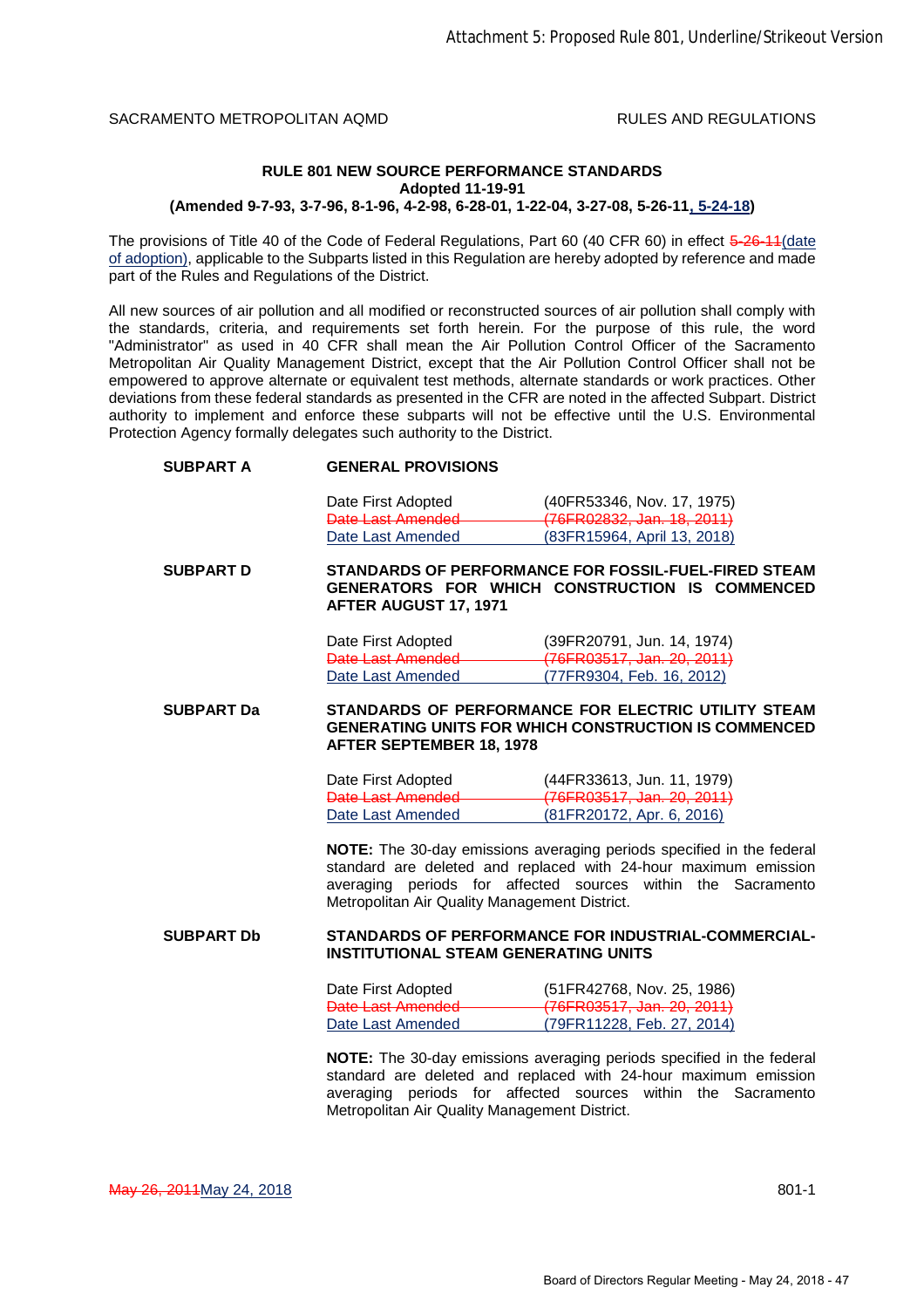SACRAMENTO METROPOLITAN AQMD RULES AND REGULATIONS

**RULE 801 NEW SOURCE PERFORMANCE STANDARDS**
**Adopted 11-19-91**
**(Amended 9-7-93, 3-7-96, 8-1-96, 4-2-98, 6-28-01, 1-22-04, 3-27-08, 5-26-11, 5-24-18)**

The provisions of Title 40 of the Code of Federal Regulations, Part 60 (40 CFR 60) in effect ~~5-26-11~~(date of adoption), applicable to the Subparts listed in this Regulation are hereby adopted by reference and made part of the Rules and Regulations of the District.

All new sources of air pollution and all modified or reconstructed sources of air pollution shall comply with the standards, criteria, and requirements set forth herein. For the purpose of this rule, the word "Administrator" as used in 40 CFR shall mean the Air Pollution Control Officer of the Sacramento Metropolitan Air Quality Management District, except that the Air Pollution Control Officer shall not be empowered to approve alternate or equivalent test methods, alternate standards or work practices. Other deviations from these federal standards as presented in the CFR are noted in the affected Subpart. District authority to implement and enforce these subparts will not be effective until the U.S. Environmental Protection Agency formally delegates such authority to the District.

**SUBPART A GENERAL PROVISIONS**

| | |
|---|---|
| Date First Adopted | (40FR53346, Nov. 17, 1975) |
| ~~Date Last Amended~~ | ~~(76FR02832, Jan. 18, 2011)~~ |
| Date Last Amended | (83FR15964, April 13, 2018) |

**SUBPART D STANDARDS OF PERFORMANCE FOR FOSSIL-FUEL-FIRED STEAM GENERATORS FOR WHICH CONSTRUCTION IS COMMENCED AFTER AUGUST 17, 1971**

| | |
|---|---|
| Date First Adopted | (39FR20791, Jun. 14, 1974) |
| ~~Date Last Amended~~ | ~~(76FR03517, Jan. 20, 2011)~~ |
| Date Last Amended | (77FR9304, Feb. 16, 2012) |

**SUBPART Da STANDARDS OF PERFORMANCE FOR ELECTRIC UTILITY STEAM GENERATING UNITS FOR WHICH CONSTRUCTION IS COMMENCED AFTER SEPTEMBER 18, 1978**

| | |
|---|---|
| Date First Adopted | (44FR33613, Jun. 11, 1979) |
| ~~Date Last Amended~~ | ~~(76FR03517, Jan. 20, 2011)~~ |
| Date Last Amended | (81FR20172, Apr. 6, 2016) |

**NOTE:** The 30-day emissions averaging periods specified in the federal standard are deleted and replaced with 24-hour maximum emission averaging periods for affected sources within the Sacramento Metropolitan Air Quality Management District.

**SUBPART Db STANDARDS OF PERFORMANCE FOR INDUSTRIAL-COMMERCIAL-INSTITUTIONAL STEAM GENERATING UNITS**

| | |
|---|---|
| Date First Adopted | (51FR42768, Nov. 25, 1986) |
| ~~Date Last Amended~~ | ~~(76FR03517, Jan. 20, 2011)~~ |
| Date Last Amended | (79FR11228, Feb. 27, 2014) |

**NOTE:** The 30-day emissions averaging periods specified in the federal standard are deleted and replaced with 24-hour maximum emission averaging periods for affected sources within the Sacramento Metropolitan Air Quality Management District.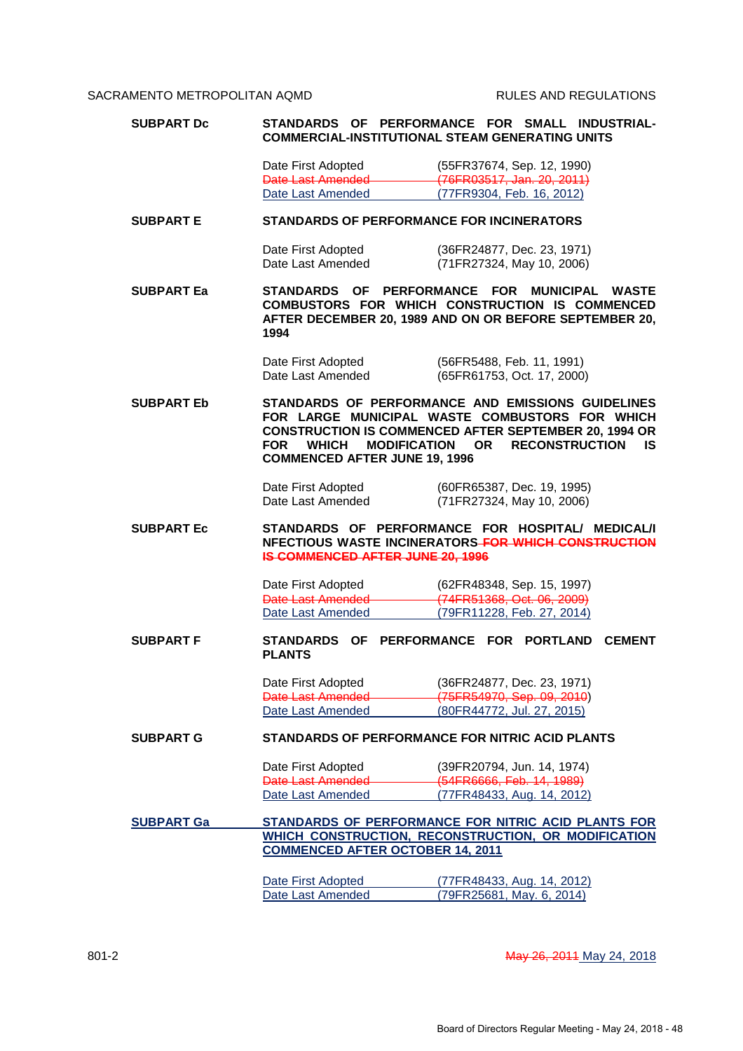**SUBPART Dc** — **STANDARDS OF PERFORMANCE FOR SMALL INDUSTRIAL-COMMERCIAL-INSTITUTIONAL STEAM GENERATING UNITS**

| | |
|---|---|
| Date First Adopted | (55FR37674, Sep. 12, 1990) |
| ~~Date Last Amended~~ | ~~(76FR03517, Jan. 20, 2011)~~ |
| Date Last Amended | (77FR9304, Feb. 16, 2012) |

**SUBPART E** — **STANDARDS OF PERFORMANCE FOR INCINERATORS**

| | |
|---|---|
| Date First Adopted | (36FR24877, Dec. 23, 1971) |
| Date Last Amended | (71FR27324, May 10, 2006) |

**SUBPART Ea** — **STANDARDS OF PERFORMANCE FOR MUNICIPAL WASTE COMBUSTORS FOR WHICH CONSTRUCTION IS COMMENCED AFTER DECEMBER 20, 1989 AND ON OR BEFORE SEPTEMBER 20, 1994**

| | |
|---|---|
| Date First Adopted | (56FR5488, Feb. 11, 1991) |
| Date Last Amended | (65FR61753, Oct. 17, 2000) |

**SUBPART Eb** — **STANDARDS OF PERFORMANCE AND EMISSIONS GUIDELINES FOR LARGE MUNICIPAL WASTE COMBUSTORS FOR WHICH CONSTRUCTION IS COMMENCED AFTER SEPTEMBER 20, 1994 OR FOR WHICH MODIFICATION OR RECONSTRUCTION IS COMMENCED AFTER JUNE 19, 1996**

| | |
|---|---|
| Date First Adopted | (60FR65387, Dec. 19, 1995) |
| Date Last Amended | (71FR27324, May 10, 2006) |

**SUBPART Ec** — **STANDARDS OF PERFORMANCE FOR HOSPITAL/ MEDICAL/INFECTIOUS WASTE INCINERATORS ~~FOR WHICH CONSTRUCTION IS COMMENCED AFTER JUNE 20, 1996~~**

| | |
|---|---|
| Date First Adopted | (62FR48348, Sep. 15, 1997) |
| ~~Date Last Amended~~ | ~~(74FR51368, Oct. 06, 2009)~~ |
| Date Last Amended | (79FR11228, Feb. 27, 2014) |

**SUBPART F** — **STANDARDS OF PERFORMANCE FOR PORTLAND CEMENT PLANTS**

| | |
|---|---|
| Date First Adopted | (36FR24877, Dec. 23, 1971) |
| ~~Date Last Amended~~ | ~~(75FR54970, Sep. 09, 2010)~~ |
| Date Last Amended | (80FR44772, Jul. 27, 2015) |

**SUBPART G** — **STANDARDS OF PERFORMANCE FOR NITRIC ACID PLANTS**

| | |
|---|---|
| Date First Adopted | (39FR20794, Jun. 14, 1974) |
| ~~Date Last Amended~~ | ~~(54FR6666, Feb. 14, 1989)~~ |
| Date Last Amended | (77FR48433, Aug. 14, 2012) |

**SUBPART Ga** — **STANDARDS OF PERFORMANCE FOR NITRIC ACID PLANTS FOR WHICH CONSTRUCTION, RECONSTRUCTION, OR MODIFICATION COMMENCED AFTER OCTOBER 14, 2011**

| | |
|---|---|
| Date First Adopted | (77FR48433, Aug. 14, 2012) |
| Date Last Amended | (79FR25681, May. 6, 2014) |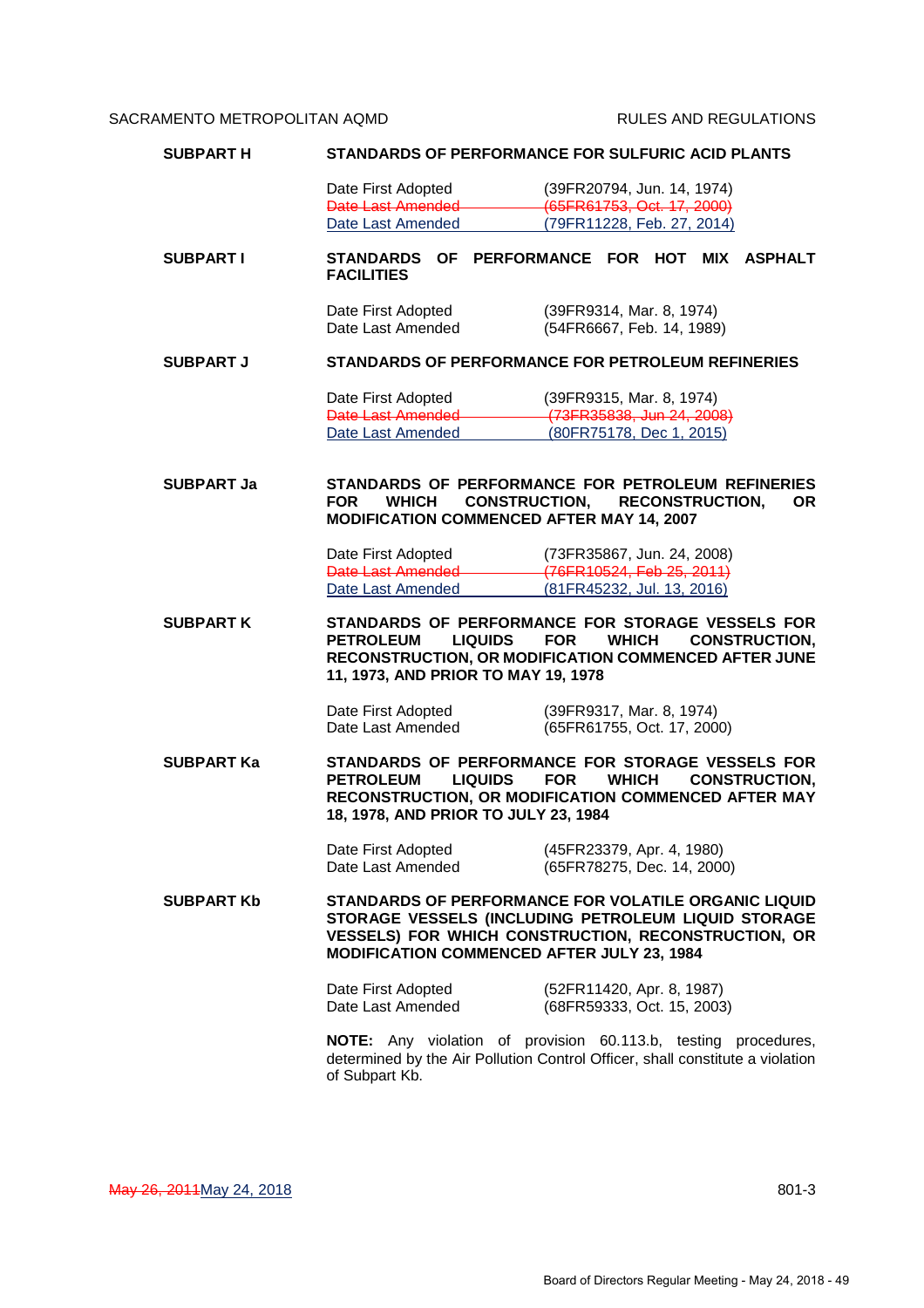**SUBPART H** **STANDARDS OF PERFORMANCE FOR SULFURIC ACID PLANTS**

Date First Adopted (39FR20794, Jun. 14, 1974)
~~Date Last Amended (65FR61753, Oct. 17, 2000)~~
Date Last Amended (79FR11228, Feb. 27, 2014)

**SUBPART I** **STANDARDS OF PERFORMANCE FOR HOT MIX ASPHALT FACILITIES**

Date First Adopted (39FR9314, Mar. 8, 1974)
Date Last Amended (54FR6667, Feb. 14, 1989)

**SUBPART J** **STANDARDS OF PERFORMANCE FOR PETROLEUM REFINERIES**

Date First Adopted (39FR9315, Mar. 8, 1974)
~~Date Last Amended (73FR35838, Jun 24, 2008)~~
Date Last Amended (80FR75178, Dec 1, 2015)

**SUBPART Ja** **STANDARDS OF PERFORMANCE FOR PETROLEUM REFINERIES FOR WHICH CONSTRUCTION, RECONSTRUCTION, OR MODIFICATION COMMENCED AFTER MAY 14, 2007**

Date First Adopted (73FR35867, Jun. 24, 2008)
~~Date Last Amended (76FR10524, Feb 25, 2011)~~
Date Last Amended (81FR45232, Jul. 13, 2016)

**SUBPART K** **STANDARDS OF PERFORMANCE FOR STORAGE VESSELS FOR PETROLEUM LIQUIDS FOR WHICH CONSTRUCTION, RECONSTRUCTION, OR MODIFICATION COMMENCED AFTER JUNE 11, 1973, AND PRIOR TO MAY 19, 1978**

Date First Adopted (39FR9317, Mar. 8, 1974)
Date Last Amended (65FR61755, Oct. 17, 2000)

**SUBPART Ka** **STANDARDS OF PERFORMANCE FOR STORAGE VESSELS FOR PETROLEUM LIQUIDS FOR WHICH CONSTRUCTION, RECONSTRUCTION, OR MODIFICATION COMMENCED AFTER MAY 18, 1978, AND PRIOR TO JULY 23, 1984**

Date First Adopted (45FR23379, Apr. 4, 1980)
Date Last Amended (65FR78275, Dec. 14, 2000)

**SUBPART Kb** **STANDARDS OF PERFORMANCE FOR VOLATILE ORGANIC LIQUID STORAGE VESSELS (INCLUDING PETROLEUM LIQUID STORAGE VESSELS) FOR WHICH CONSTRUCTION, RECONSTRUCTION, OR MODIFICATION COMMENCED AFTER JULY 23, 1984**

Date First Adopted (52FR11420, Apr. 8, 1987)
Date Last Amended (68FR59333, Oct. 15, 2003)

**NOTE:** Any violation of provision 60.113.b, testing procedures, determined by the Air Pollution Control Officer, shall constitute a violation of Subpart Kb.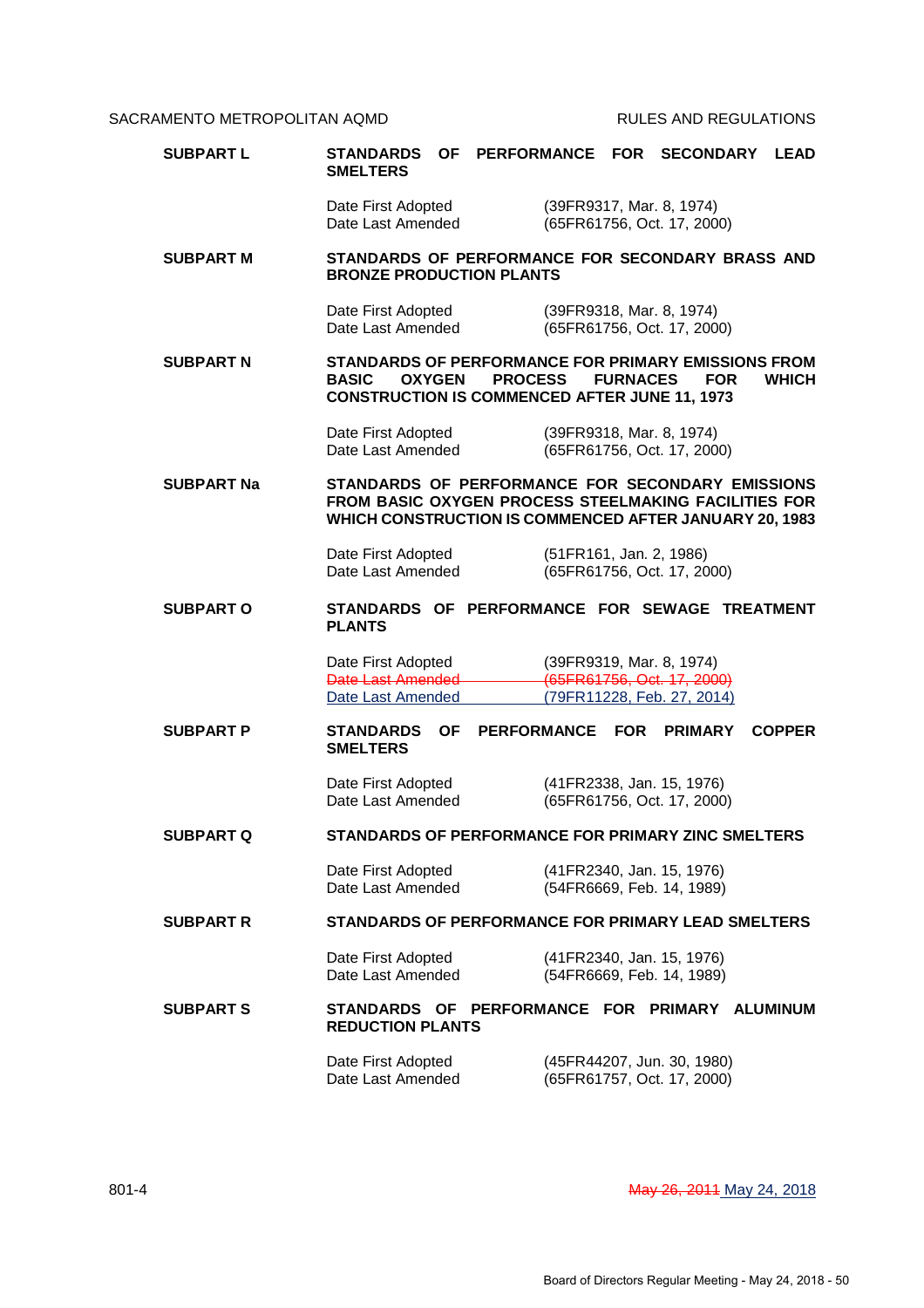**SUBPART L** **STANDARDS OF PERFORMANCE FOR SECONDARY LEAD SMELTERS**

Date First Adopted (39FR9317, Mar. 8, 1974)
Date Last Amended (65FR61756, Oct. 17, 2000)

**SUBPART M** **STANDARDS OF PERFORMANCE FOR SECONDARY BRASS AND BRONZE PRODUCTION PLANTS**

Date First Adopted (39FR9318, Mar. 8, 1974)
Date Last Amended (65FR61756, Oct. 17, 2000)

**SUBPART N** **STANDARDS OF PERFORMANCE FOR PRIMARY EMISSIONS FROM BASIC OXYGEN PROCESS FURNACES FOR WHICH CONSTRUCTION IS COMMENCED AFTER JUNE 11, 1973**

Date First Adopted (39FR9318, Mar. 8, 1974)
Date Last Amended (65FR61756, Oct. 17, 2000)

**SUBPART Na** **STANDARDS OF PERFORMANCE FOR SECONDARY EMISSIONS FROM BASIC OXYGEN PROCESS STEELMAKING FACILITIES FOR WHICH CONSTRUCTION IS COMMENCED AFTER JANUARY 20, 1983**

Date First Adopted (51FR161, Jan. 2, 1986)
Date Last Amended (65FR61756, Oct. 17, 2000)

**SUBPART O** **STANDARDS OF PERFORMANCE FOR SEWAGE TREATMENT PLANTS**

Date First Adopted (39FR9319, Mar. 8, 1974)
~~Date Last Amended (65FR61756, Oct. 17, 2000)~~
Date Last Amended (79FR11228, Feb. 27, 2014)

**SUBPART P** **STANDARDS OF PERFORMANCE FOR PRIMARY COPPER SMELTERS**

Date First Adopted (41FR2338, Jan. 15, 1976)
Date Last Amended (65FR61756, Oct. 17, 2000)

**SUBPART Q** **STANDARDS OF PERFORMANCE FOR PRIMARY ZINC SMELTERS**

Date First Adopted (41FR2340, Jan. 15, 1976)
Date Last Amended (54FR6669, Feb. 14, 1989)

**SUBPART R** **STANDARDS OF PERFORMANCE FOR PRIMARY LEAD SMELTERS**

Date First Adopted (41FR2340, Jan. 15, 1976)
Date Last Amended (54FR6669, Feb. 14, 1989)

**SUBPART S** **STANDARDS OF PERFORMANCE FOR PRIMARY ALUMINUM REDUCTION PLANTS**

Date First Adopted (45FR44207, Jun. 30, 1980)
Date Last Amended (65FR61757, Oct. 17, 2000)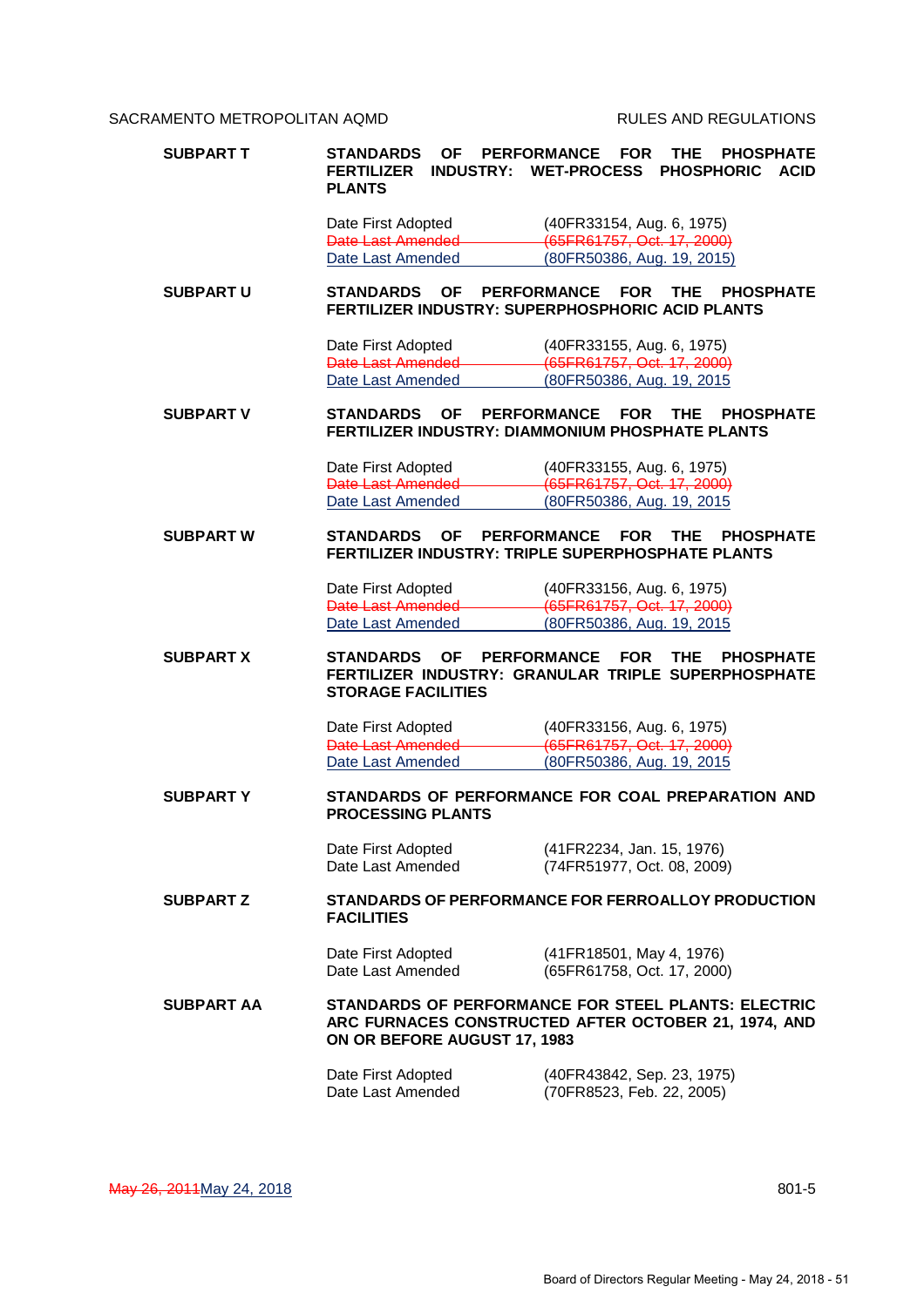**SUBPART T** — **STANDARDS OF PERFORMANCE FOR THE PHOSPHATE FERTILIZER INDUSTRY: WET-PROCESS PHOSPHORIC ACID PLANTS**

| | |
|---|---|
| Date First Adopted | (40FR33154, Aug. 6, 1975) |
| ~~Date Last Amended~~ | ~~(65FR61757, Oct. 17, 2000)~~ |
| Date Last Amended | (80FR50386, Aug. 19, 2015) |

**SUBPART U** — **STANDARDS OF PERFORMANCE FOR THE PHOSPHATE FERTILIZER INDUSTRY: SUPERPHOSPHORIC ACID PLANTS**

| | |
|---|---|
| Date First Adopted | (40FR33155, Aug. 6, 1975) |
| ~~Date Last Amended~~ | ~~(65FR61757, Oct. 17, 2000)~~ |
| Date Last Amended | (80FR50386, Aug. 19, 2015 |

**SUBPART V** — **STANDARDS OF PERFORMANCE FOR THE PHOSPHATE FERTILIZER INDUSTRY: DIAMMONIUM PHOSPHATE PLANTS**

| | |
|---|---|
| Date First Adopted | (40FR33155, Aug. 6, 1975) |
| ~~Date Last Amended~~ | ~~(65FR61757, Oct. 17, 2000)~~ |
| Date Last Amended | (80FR50386, Aug. 19, 2015 |

**SUBPART W** — **STANDARDS OF PERFORMANCE FOR THE PHOSPHATE FERTILIZER INDUSTRY: TRIPLE SUPERPHOSPHATE PLANTS**

| | |
|---|---|
| Date First Adopted | (40FR33156, Aug. 6, 1975) |
| ~~Date Last Amended~~ | ~~(65FR61757, Oct. 17, 2000)~~ |
| Date Last Amended | (80FR50386, Aug. 19, 2015 |

**SUBPART X** — **STANDARDS OF PERFORMANCE FOR THE PHOSPHATE FERTILIZER INDUSTRY: GRANULAR TRIPLE SUPERPHOSPHATE STORAGE FACILITIES**

| | |
|---|---|
| Date First Adopted | (40FR33156, Aug. 6, 1975) |
| ~~Date Last Amended~~ | ~~(65FR61757, Oct. 17, 2000)~~ |
| Date Last Amended | (80FR50386, Aug. 19, 2015 |

**SUBPART Y** — **STANDARDS OF PERFORMANCE FOR COAL PREPARATION AND PROCESSING PLANTS**

| | |
|---|---|
| Date First Adopted | (41FR2234, Jan. 15, 1976) |
| Date Last Amended | (74FR51977, Oct. 08, 2009) |

**SUBPART Z** — **STANDARDS OF PERFORMANCE FOR FERROALLOY PRODUCTION FACILITIES**

| | |
|---|---|
| Date First Adopted | (41FR18501, May 4, 1976) |
| Date Last Amended | (65FR61758, Oct. 17, 2000) |

**SUBPART AA** — **STANDARDS OF PERFORMANCE FOR STEEL PLANTS: ELECTRIC ARC FURNACES CONSTRUCTED AFTER OCTOBER 21, 1974, AND ON OR BEFORE AUGUST 17, 1983**

| | |
|---|---|
| Date First Adopted | (40FR43842, Sep. 23, 1975) |
| Date Last Amended | (70FR8523, Feb. 22, 2005) |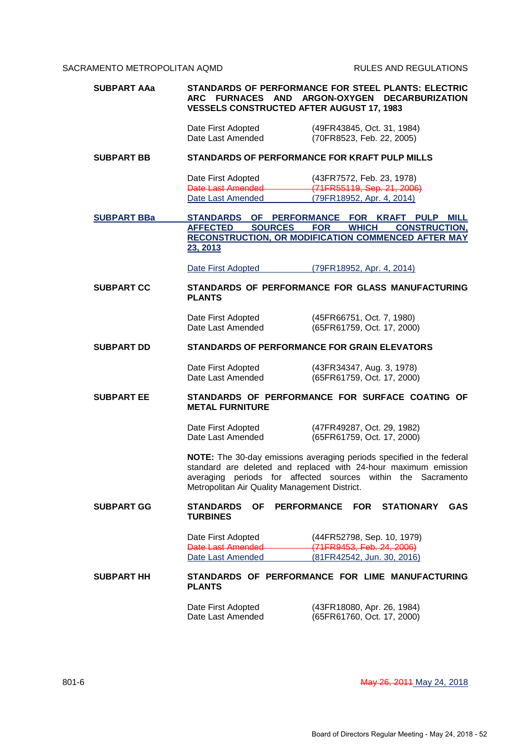**SUBPART AAa** **STANDARDS OF PERFORMANCE FOR STEEL PLANTS: ELECTRIC ARC FURNACES AND ARGON-OXYGEN DECARBURIZATION VESSELS CONSTRUCTED AFTER AUGUST 17, 1983**

| | |
|---|---|
| Date First Adopted | (49FR43845, Oct. 31, 1984) |
| Date Last Amended | (70FR8523, Feb. 22, 2005) |

**SUBPART BB** **STANDARDS OF PERFORMANCE FOR KRAFT PULP MILLS**

| | |
|---|---|
| Date First Adopted | (43FR7572, Feb. 23, 1978) |
| ~~Date Last Amended~~ | ~~(71FR55119, Sep. 21, 2006)~~ |
| Date Last Amended | (79FR18952, Apr. 4, 2014) |

**SUBPART BBa** **STANDARDS OF PERFORMANCE FOR KRAFT PULP MILL AFFECTED SOURCES FOR WHICH CONSTRUCTION, RECONSTRUCTION, OR MODIFICATION COMMENCED AFTER MAY 23, 2013**

| | |
|---|---|
| Date First Adopted | (79FR18952, Apr. 4, 2014) |

**SUBPART CC** **STANDARDS OF PERFORMANCE FOR GLASS MANUFACTURING PLANTS**

| | |
|---|---|
| Date First Adopted | (45FR66751, Oct. 7, 1980) |
| Date Last Amended | (65FR61759, Oct. 17, 2000) |

**SUBPART DD** **STANDARDS OF PERFORMANCE FOR GRAIN ELEVATORS**

| | |
|---|---|
| Date First Adopted | (43FR34347, Aug. 3, 1978) |
| Date Last Amended | (65FR61759, Oct. 17, 2000) |

**SUBPART EE** **STANDARDS OF PERFORMANCE FOR SURFACE COATING OF METAL FURNITURE**

| | |
|---|---|
| Date First Adopted | (47FR49287, Oct. 29, 1982) |
| Date Last Amended | (65FR61759, Oct. 17, 2000) |

**NOTE:** The 30-day emissions averaging periods specified in the federal standard are deleted and replaced with 24-hour maximum emission averaging periods for affected sources within the Sacramento Metropolitan Air Quality Management District.

**SUBPART GG** **STANDARDS OF PERFORMANCE FOR STATIONARY GAS TURBINES**

| | |
|---|---|
| Date First Adopted | (44FR52798, Sep. 10, 1979) |
| ~~Date Last Amended~~ | ~~(71FR9453, Feb. 24, 2006)~~ |
| Date Last Amended | (81FR42542, Jun. 30, 2016) |

**SUBPART HH** **STANDARDS OF PERFORMANCE FOR LIME MANUFACTURING PLANTS**

| | |
|---|---|
| Date First Adopted | (43FR18080, Apr. 26, 1984) |
| Date Last Amended | (65FR61760, Oct. 17, 2000) |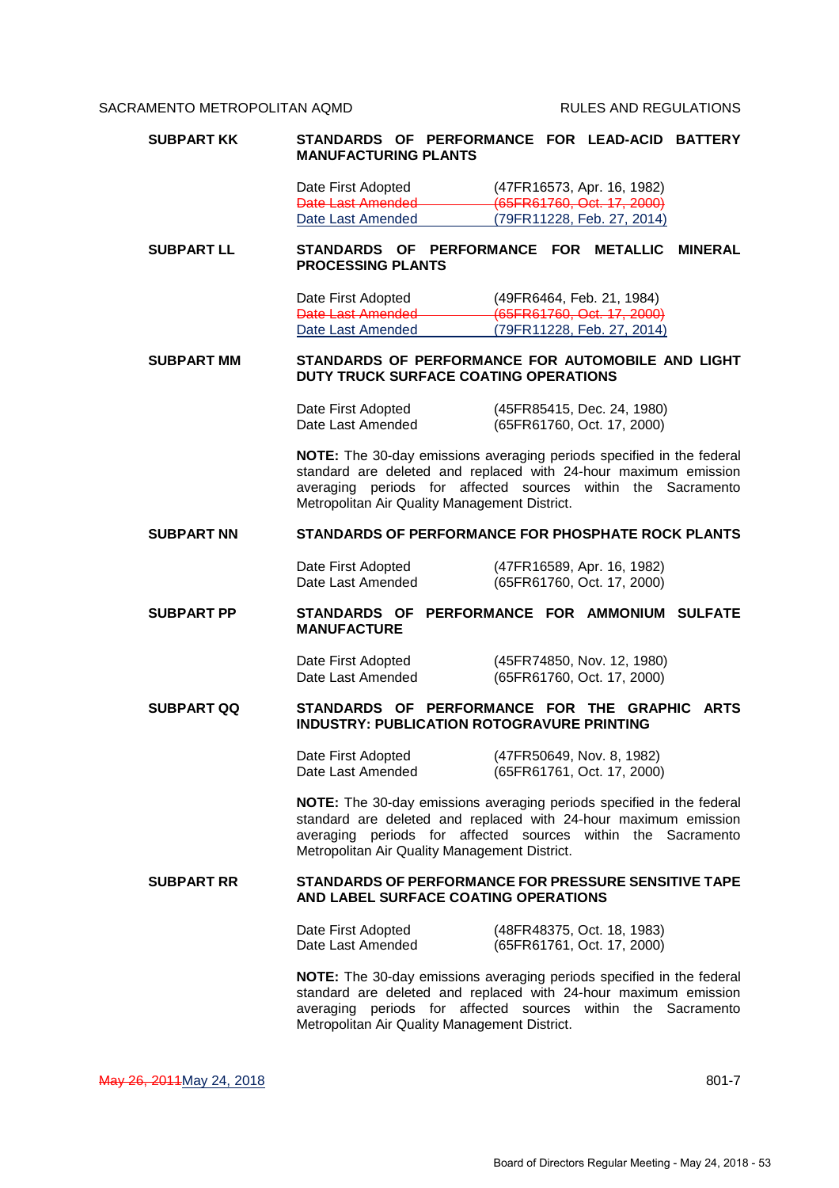**SUBPART KK** **STANDARDS OF PERFORMANCE FOR LEAD-ACID BATTERY MANUFACTURING PLANTS**

| | |
|---|---|
| Date First Adopted | (47FR16573, Apr. 16, 1982) |
| ~~Date Last Amended~~ | ~~(65FR61760, Oct. 17, 2000)~~ |
| Date Last Amended | (79FR11228, Feb. 27, 2014) |

**SUBPART LL** **STANDARDS OF PERFORMANCE FOR METALLIC MINERAL PROCESSING PLANTS**

| | |
|---|---|
| Date First Adopted | (49FR6464, Feb. 21, 1984) |
| ~~Date Last Amended~~ | ~~(65FR61760, Oct. 17, 2000)~~ |
| Date Last Amended | (79FR11228, Feb. 27, 2014) |

**SUBPART MM** **STANDARDS OF PERFORMANCE FOR AUTOMOBILE AND LIGHT DUTY TRUCK SURFACE COATING OPERATIONS**

| | |
|---|---|
| Date First Adopted | (45FR85415, Dec. 24, 1980) |
| Date Last Amended | (65FR61760, Oct. 17, 2000) |

**NOTE:** The 30-day emissions averaging periods specified in the federal standard are deleted and replaced with 24-hour maximum emission averaging periods for affected sources within the Sacramento Metropolitan Air Quality Management District.

**SUBPART NN** **STANDARDS OF PERFORMANCE FOR PHOSPHATE ROCK PLANTS**

| | |
|---|---|
| Date First Adopted | (47FR16589, Apr. 16, 1982) |
| Date Last Amended | (65FR61760, Oct. 17, 2000) |

**SUBPART PP** **STANDARDS OF PERFORMANCE FOR AMMONIUM SULFATE MANUFACTURE**

| | |
|---|---|
| Date First Adopted | (45FR74850, Nov. 12, 1980) |
| Date Last Amended | (65FR61760, Oct. 17, 2000) |

**SUBPART QQ** **STANDARDS OF PERFORMANCE FOR THE GRAPHIC ARTS INDUSTRY: PUBLICATION ROTOGRAVURE PRINTING**

| | |
|---|---|
| Date First Adopted | (47FR50649, Nov. 8, 1982) |
| Date Last Amended | (65FR61761, Oct. 17, 2000) |

**NOTE:** The 30-day emissions averaging periods specified in the federal standard are deleted and replaced with 24-hour maximum emission averaging periods for affected sources within the Sacramento Metropolitan Air Quality Management District.

**SUBPART RR** **STANDARDS OF PERFORMANCE FOR PRESSURE SENSITIVE TAPE AND LABEL SURFACE COATING OPERATIONS**

| | |
|---|---|
| Date First Adopted | (48FR48375, Oct. 18, 1983) |
| Date Last Amended | (65FR61761, Oct. 17, 2000) |

**NOTE:** The 30-day emissions averaging periods specified in the federal standard are deleted and replaced with 24-hour maximum emission averaging periods for affected sources within the Sacramento Metropolitan Air Quality Management District.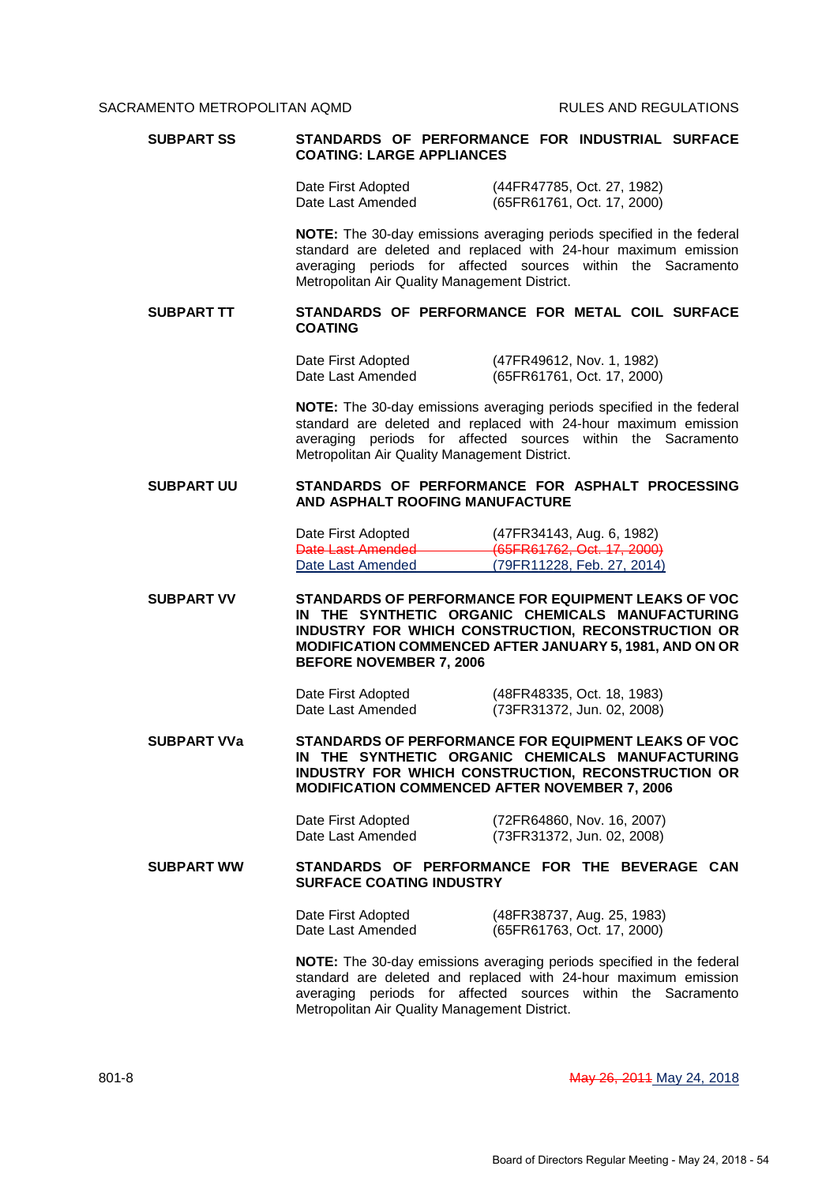**SUBPART SS** **STANDARDS OF PERFORMANCE FOR INDUSTRIAL SURFACE COATING: LARGE APPLIANCES**

Date First Adopted (44FR47785, Oct. 27, 1982)
Date Last Amended (65FR61761, Oct. 17, 2000)

**NOTE:** The 30-day emissions averaging periods specified in the federal standard are deleted and replaced with 24-hour maximum emission averaging periods for affected sources within the Sacramento Metropolitan Air Quality Management District.

**SUBPART TT** **STANDARDS OF PERFORMANCE FOR METAL COIL SURFACE COATING**

Date First Adopted (47FR49612, Nov. 1, 1982)
Date Last Amended (65FR61761, Oct. 17, 2000)

**NOTE:** The 30-day emissions averaging periods specified in the federal standard are deleted and replaced with 24-hour maximum emission averaging periods for affected sources within the Sacramento Metropolitan Air Quality Management District.

**SUBPART UU** **STANDARDS OF PERFORMANCE FOR ASPHALT PROCESSING AND ASPHALT ROOFING MANUFACTURE**

Date First Adopted (47FR34143, Aug. 6, 1982)
~~Date Last Amended (65FR61762, Oct. 17, 2000)~~
Date Last Amended (79FR11228, Feb. 27, 2014)

**SUBPART VV** **STANDARDS OF PERFORMANCE FOR EQUIPMENT LEAKS OF VOC IN THE SYNTHETIC ORGANIC CHEMICALS MANUFACTURING INDUSTRY FOR WHICH CONSTRUCTION, RECONSTRUCTION OR MODIFICATION COMMENCED AFTER JANUARY 5, 1981, AND ON OR BEFORE NOVEMBER 7, 2006**

Date First Adopted (48FR48335, Oct. 18, 1983)
Date Last Amended (73FR31372, Jun. 02, 2008)

**SUBPART VVa** **STANDARDS OF PERFORMANCE FOR EQUIPMENT LEAKS OF VOC IN THE SYNTHETIC ORGANIC CHEMICALS MANUFACTURING INDUSTRY FOR WHICH CONSTRUCTION, RECONSTRUCTION OR MODIFICATION COMMENCED AFTER NOVEMBER 7, 2006**

Date First Adopted (72FR64860, Nov. 16, 2007)
Date Last Amended (73FR31372, Jun. 02, 2008)

**SUBPART WW** **STANDARDS OF PERFORMANCE FOR THE BEVERAGE CAN SURFACE COATING INDUSTRY**

Date First Adopted (48FR38737, Aug. 25, 1983)
Date Last Amended (65FR61763, Oct. 17, 2000)

**NOTE:** The 30-day emissions averaging periods specified in the federal standard are deleted and replaced with 24-hour maximum emission averaging periods for affected sources within the Sacramento Metropolitan Air Quality Management District.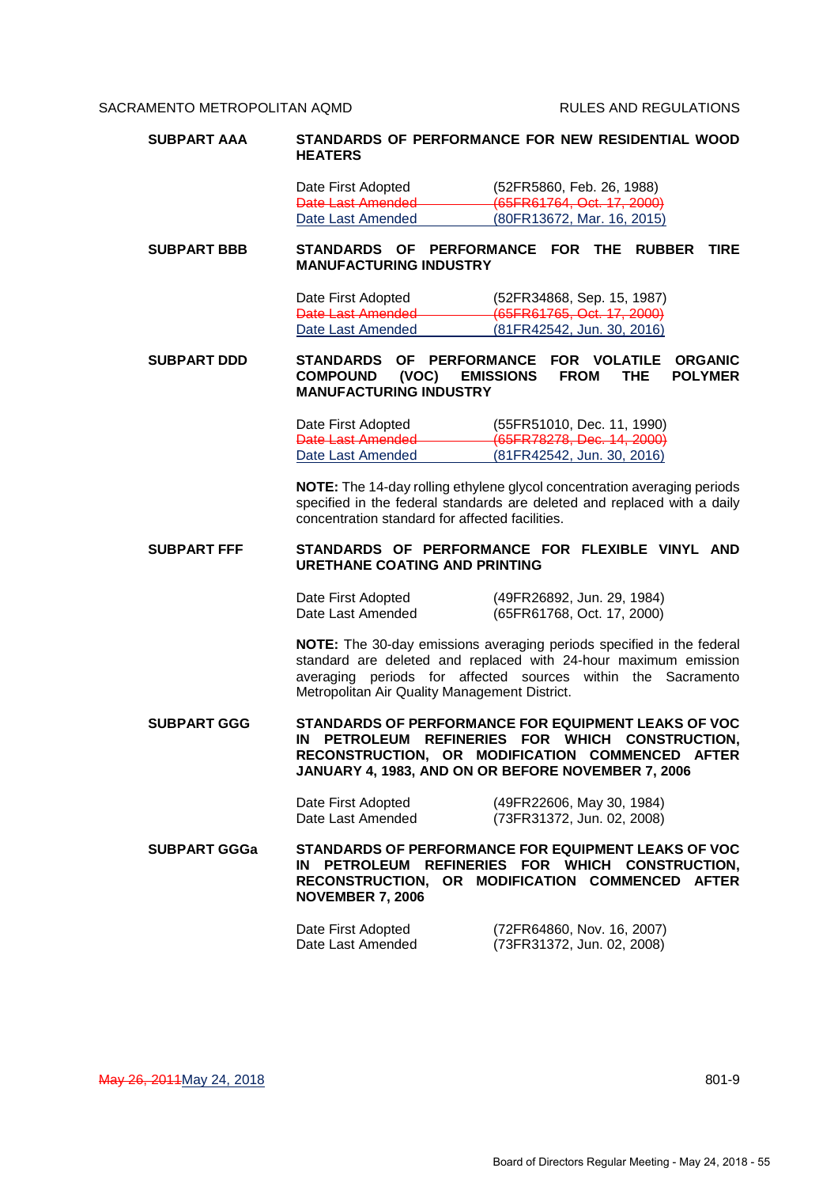**SUBPART AAA** **STANDARDS OF PERFORMANCE FOR NEW RESIDENTIAL WOOD HEATERS**

| | |
|---|---|
| Date First Adopted | (52FR5860, Feb. 26, 1988) |
| ~~Date Last Amended~~ | ~~(65FR61764, Oct. 17, 2000)~~ |
| Date Last Amended | (80FR13672, Mar. 16, 2015) |

**SUBPART BBB** **STANDARDS OF PERFORMANCE FOR THE RUBBER TIRE MANUFACTURING INDUSTRY**

| | |
|---|---|
| Date First Adopted | (52FR34868, Sep. 15, 1987) |
| ~~Date Last Amended~~ | ~~(65FR61765, Oct. 17, 2000)~~ |
| Date Last Amended | (81FR42542, Jun. 30, 2016) |

**SUBPART DDD** **STANDARDS OF PERFORMANCE FOR VOLATILE ORGANIC COMPOUND (VOC) EMISSIONS FROM THE POLYMER MANUFACTURING INDUSTRY**

| | |
|---|---|
| Date First Adopted | (55FR51010, Dec. 11, 1990) |
| ~~Date Last Amended~~ | ~~(65FR78278, Dec. 14, 2000)~~ |
| Date Last Amended | (81FR42542, Jun. 30, 2016) |

**NOTE:** The 14-day rolling ethylene glycol concentration averaging periods specified in the federal standards are deleted and replaced with a daily concentration standard for affected facilities.

**SUBPART FFF** **STANDARDS OF PERFORMANCE FOR FLEXIBLE VINYL AND URETHANE COATING AND PRINTING**

| | |
|---|---|
| Date First Adopted | (49FR26892, Jun. 29, 1984) |
| Date Last Amended | (65FR61768, Oct. 17, 2000) |

**NOTE:** The 30-day emissions averaging periods specified in the federal standard are deleted and replaced with 24-hour maximum emission averaging periods for affected sources within the Sacramento Metropolitan Air Quality Management District.

**SUBPART GGG** **STANDARDS OF PERFORMANCE FOR EQUIPMENT LEAKS OF VOC IN PETROLEUM REFINERIES FOR WHICH CONSTRUCTION, RECONSTRUCTION, OR MODIFICATION COMMENCED AFTER JANUARY 4, 1983, AND ON OR BEFORE NOVEMBER 7, 2006**

| | |
|---|---|
| Date First Adopted | (49FR22606, May 30, 1984) |
| Date Last Amended | (73FR31372, Jun. 02, 2008) |

**SUBPART GGGa** **STANDARDS OF PERFORMANCE FOR EQUIPMENT LEAKS OF VOC IN PETROLEUM REFINERIES FOR WHICH CONSTRUCTION, RECONSTRUCTION, OR MODIFICATION COMMENCED AFTER NOVEMBER 7, 2006**

| | |
|---|---|
| Date First Adopted | (72FR64860, Nov. 16, 2007) |
| Date Last Amended | (73FR31372, Jun. 02, 2008) |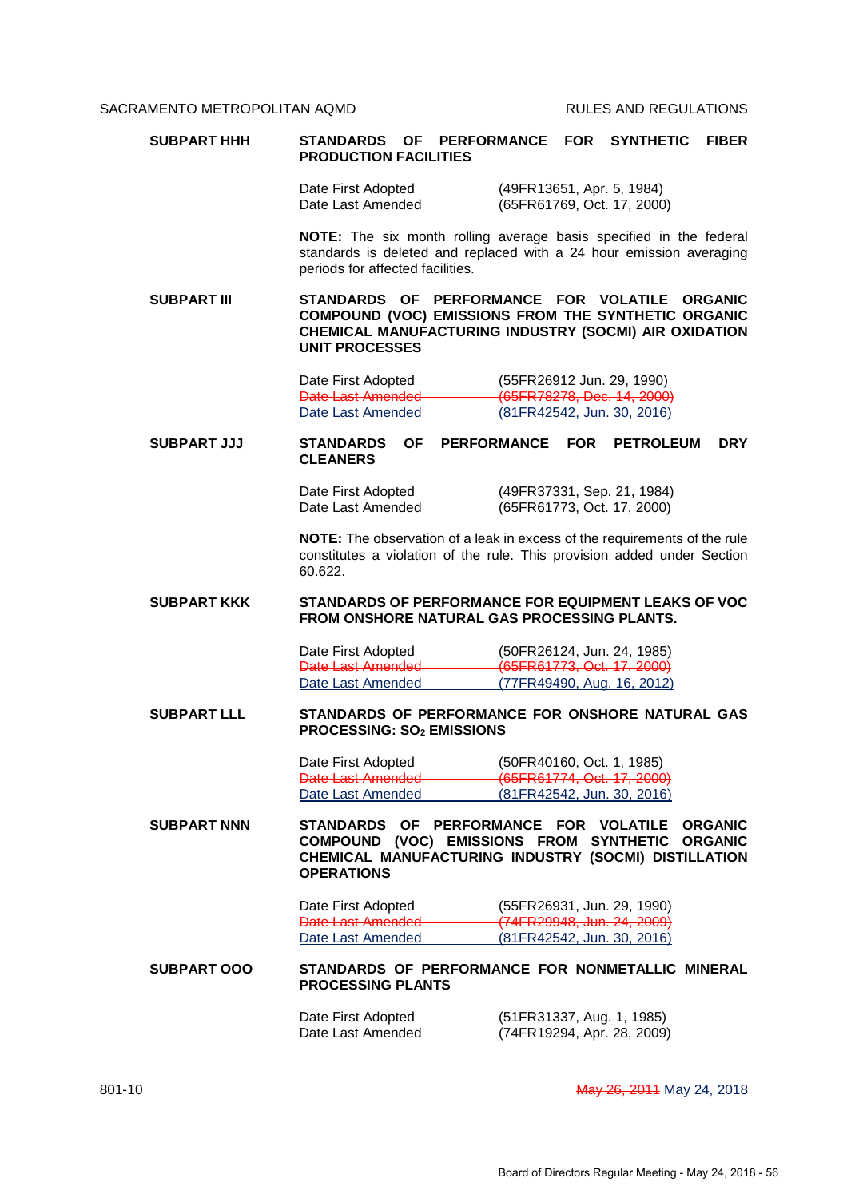**SUBPART HHH** **STANDARDS OF PERFORMANCE FOR SYNTHETIC FIBER PRODUCTION FACILITIES**

Date First Adopted (49FR13651, Apr. 5, 1984)
Date Last Amended (65FR61769, Oct. 17, 2000)

**NOTE:** The six month rolling average basis specified in the federal standards is deleted and replaced with a 24 hour emission averaging periods for affected facilities.

**SUBPART III** **STANDARDS OF PERFORMANCE FOR VOLATILE ORGANIC COMPOUND (VOC) EMISSIONS FROM THE SYNTHETIC ORGANIC CHEMICAL MANUFACTURING INDUSTRY (SOCMI) AIR OXIDATION UNIT PROCESSES**

Date First Adopted (55FR26912 Jun. 29, 1990)
~~Date Last Amended (65FR78278, Dec. 14, 2000)~~
Date Last Amended (81FR42542, Jun. 30, 2016)

**SUBPART JJJ** **STANDARDS OF PERFORMANCE FOR PETROLEUM DRY CLEANERS**

Date First Adopted (49FR37331, Sep. 21, 1984)
Date Last Amended (65FR61773, Oct. 17, 2000)

**NOTE:** The observation of a leak in excess of the requirements of the rule constitutes a violation of the rule. This provision added under Section 60.622.

**SUBPART KKK** **STANDARDS OF PERFORMANCE FOR EQUIPMENT LEAKS OF VOC FROM ONSHORE NATURAL GAS PROCESSING PLANTS.**

Date First Adopted (50FR26124, Jun. 24, 1985)
~~Date Last Amended (65FR61773, Oct. 17, 2000)~~
Date Last Amended (77FR49490, Aug. 16, 2012)

**SUBPART LLL** **STANDARDS OF PERFORMANCE FOR ONSHORE NATURAL GAS PROCESSING: $SO_2$ EMISSIONS**

Date First Adopted (50FR40160, Oct. 1, 1985)
~~Date Last Amended (65FR61774, Oct. 17, 2000)~~
Date Last Amended (81FR42542, Jun. 30, 2016)

**SUBPART NNN** **STANDARDS OF PERFORMANCE FOR VOLATILE ORGANIC COMPOUND (VOC) EMISSIONS FROM SYNTHETIC ORGANIC CHEMICAL MANUFACTURING INDUSTRY (SOCMI) DISTILLATION OPERATIONS**

Date First Adopted (55FR26931, Jun. 29, 1990)
~~Date Last Amended (74FR29948, Jun. 24, 2009)~~
Date Last Amended (81FR42542, Jun. 30, 2016)

**SUBPART OOO** **STANDARDS OF PERFORMANCE FOR NONMETALLIC MINERAL PROCESSING PLANTS**

Date First Adopted (51FR31337, Aug. 1, 1985)
Date Last Amended (74FR19294, Apr. 28, 2009)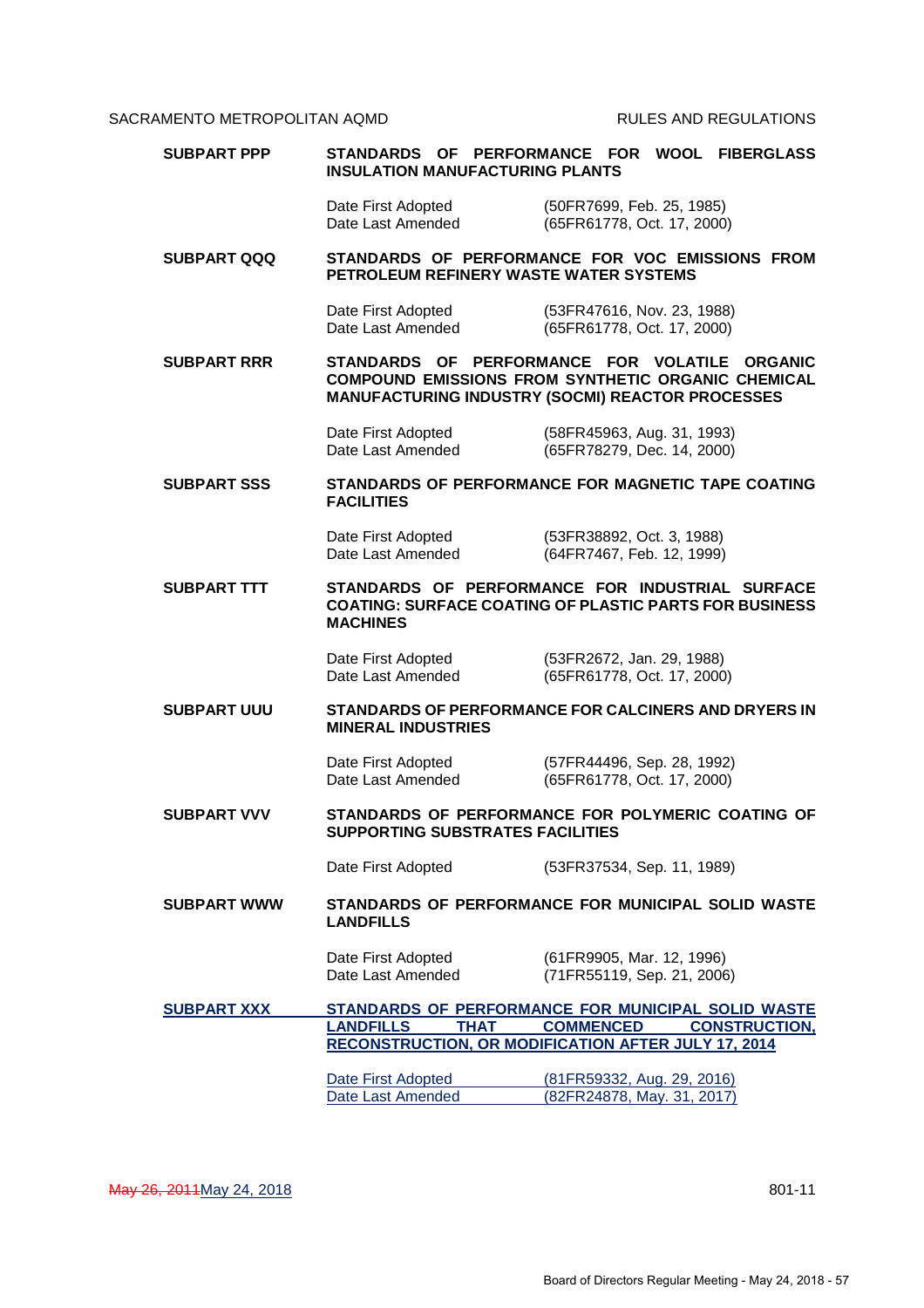**SUBPART PPP** **STANDARDS OF PERFORMANCE FOR WOOL FIBERGLASS INSULATION MANUFACTURING PLANTS**

| | |
|---|---|
| Date First Adopted | (50FR7699, Feb. 25, 1985) |
| Date Last Amended | (65FR61778, Oct. 17, 2000) |

**SUBPART QQQ** **STANDARDS OF PERFORMANCE FOR VOC EMISSIONS FROM PETROLEUM REFINERY WASTE WATER SYSTEMS**

| | |
|---|---|
| Date First Adopted | (53FR47616, Nov. 23, 1988) |
| Date Last Amended | (65FR61778, Oct. 17, 2000) |

**SUBPART RRR** **STANDARDS OF PERFORMANCE FOR VOLATILE ORGANIC COMPOUND EMISSIONS FROM SYNTHETIC ORGANIC CHEMICAL MANUFACTURING INDUSTRY (SOCMI) REACTOR PROCESSES**

| | |
|---|---|
| Date First Adopted | (58FR45963, Aug. 31, 1993) |
| Date Last Amended | (65FR78279, Dec. 14, 2000) |

**SUBPART SSS** **STANDARDS OF PERFORMANCE FOR MAGNETIC TAPE COATING FACILITIES**

| | |
|---|---|
| Date First Adopted | (53FR38892, Oct. 3, 1988) |
| Date Last Amended | (64FR7467, Feb. 12, 1999) |

**SUBPART TTT** **STANDARDS OF PERFORMANCE FOR INDUSTRIAL SURFACE COATING: SURFACE COATING OF PLASTIC PARTS FOR BUSINESS MACHINES**

| | |
|---|---|
| Date First Adopted | (53FR2672, Jan. 29, 1988) |
| Date Last Amended | (65FR61778, Oct. 17, 2000) |

**SUBPART UUU** **STANDARDS OF PERFORMANCE FOR CALCINERS AND DRYERS IN MINERAL INDUSTRIES**

| | |
|---|---|
| Date First Adopted | (57FR44496, Sep. 28, 1992) |
| Date Last Amended | (65FR61778, Oct. 17, 2000) |

**SUBPART VVV** **STANDARDS OF PERFORMANCE FOR POLYMERIC COATING OF SUPPORTING SUBSTRATES FACILITIES**

| | |
|---|---|
| Date First Adopted | (53FR37534, Sep. 11, 1989) |

**SUBPART WWW** **STANDARDS OF PERFORMANCE FOR MUNICIPAL SOLID WASTE LANDFILLS**

| | |
|---|---|
| Date First Adopted | (61FR9905, Mar. 12, 1996) |
| Date Last Amended | (71FR55119, Sep. 21, 2006) |

**SUBPART XXX** **STANDARDS OF PERFORMANCE FOR MUNICIPAL SOLID WASTE LANDFILLS THAT COMMENCED CONSTRUCTION, RECONSTRUCTION, OR MODIFICATION AFTER JULY 17, 2014**

| | |
|---|---|
| Date First Adopted | (81FR59332, Aug. 29, 2016) |
| Date Last Amended | (82FR24878, May. 31, 2017) |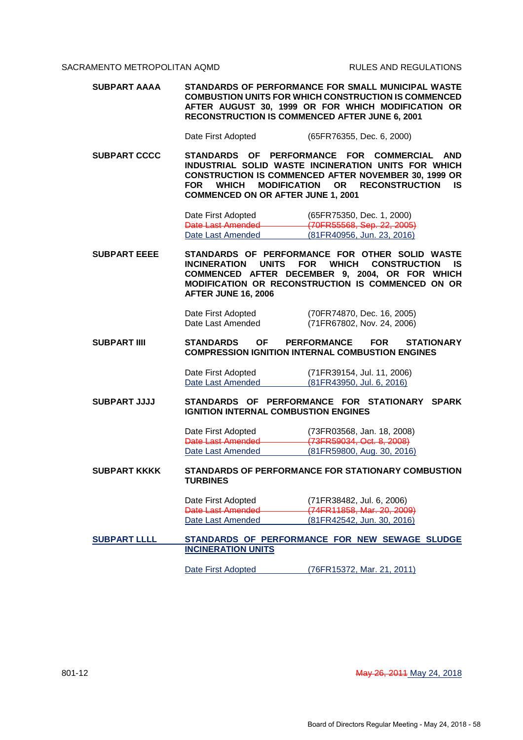**SUBPART AAAA** **STANDARDS OF PERFORMANCE FOR SMALL MUNICIPAL WASTE COMBUSTION UNITS FOR WHICH CONSTRUCTION IS COMMENCED AFTER AUGUST 30, 1999 OR FOR WHICH MODIFICATION OR RECONSTRUCTION IS COMMENCED AFTER JUNE 6, 2001**

Date First Adopted (65FR76355, Dec. 6, 2000)

**SUBPART CCCC** **STANDARDS OF PERFORMANCE FOR COMMERCIAL AND INDUSTRIAL SOLID WASTE INCINERATION UNITS FOR WHICH CONSTRUCTION IS COMMENCED AFTER NOVEMBER 30, 1999 OR FOR WHICH MODIFICATION OR RECONSTRUCTION IS COMMENCED ON OR AFTER JUNE 1, 2001**

Date First Adopted (65FR75350, Dec. 1, 2000)
~~Date Last Amended (70FR55568, Sep. 22, 2005)~~
Date Last Amended (81FR40956, Jun. 23, 2016)

**SUBPART EEEE** **STANDARDS OF PERFORMANCE FOR OTHER SOLID WASTE INCINERATION UNITS FOR WHICH CONSTRUCTION IS COMMENCED AFTER DECEMBER 9, 2004, OR FOR WHICH MODIFICATION OR RECONSTRUCTION IS COMMENCED ON OR AFTER JUNE 16, 2006**

Date First Adopted (70FR74870, Dec. 16, 2005)
Date Last Amended (71FR67802, Nov. 24, 2006)

**SUBPART IIII** **STANDARDS OF PERFORMANCE FOR STATIONARY COMPRESSION IGNITION INTERNAL COMBUSTION ENGINES**

Date First Adopted (71FR39154, Jul. 11, 2006)
Date Last Amended (81FR43950, Jul. 6, 2016)

**SUBPART JJJJ** **STANDARDS OF PERFORMANCE FOR STATIONARY SPARK IGNITION INTERNAL COMBUSTION ENGINES**

Date First Adopted (73FR03568, Jan. 18, 2008)
~~Date Last Amended (73FR59034, Oct. 8, 2008)~~
Date Last Amended (81FR59800, Aug. 30, 2016)

**SUBPART KKKK** **STANDARDS OF PERFORMANCE FOR STATIONARY COMBUSTION TURBINES**

Date First Adopted (71FR38482, Jul. 6, 2006)
~~Date Last Amended (74FR11858, Mar. 20, 2009)~~
Date Last Amended (81FR42542, Jun. 30, 2016)

**SUBPART LLLL** **STANDARDS OF PERFORMANCE FOR NEW SEWAGE SLUDGE INCINERATION UNITS**

Date First Adopted (76FR15372, Mar. 21, 2011)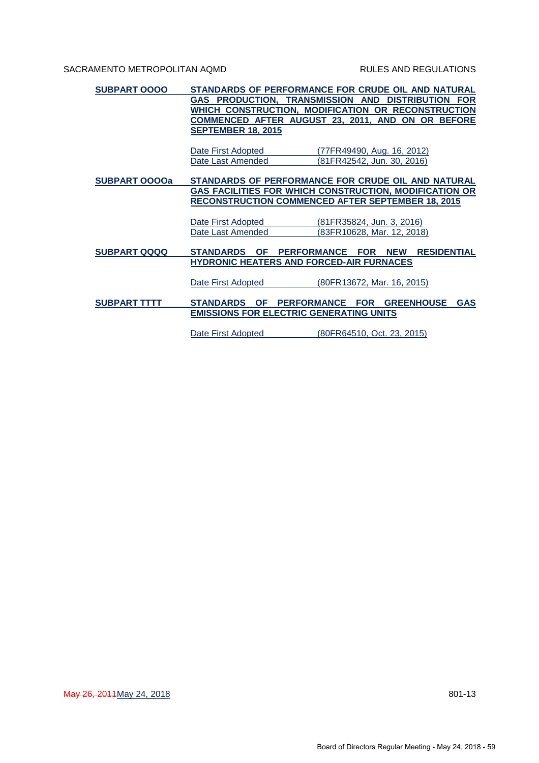**SUBPART OOOO** **STANDARDS OF PERFORMANCE FOR CRUDE OIL AND NATURAL GAS PRODUCTION, TRANSMISSION AND DISTRIBUTION FOR WHICH CONSTRUCTION, MODIFICATION OR RECONSTRUCTION COMMENCED AFTER AUGUST 23, 2011, AND ON OR BEFORE SEPTEMBER 18, 2015**

| | |
|---|---|
| Date First Adopted | (77FR49490, Aug. 16, 2012) |
| Date Last Amended | (81FR42542, Jun. 30, 2016) |

**SUBPART OOOOa** **STANDARDS OF PERFORMANCE FOR CRUDE OIL AND NATURAL GAS FACILITIES FOR WHICH CONSTRUCTION, MODIFICATION OR RECONSTRUCTION COMMENCED AFTER SEPTEMBER 18, 2015**

| | |
|---|---|
| Date First Adopted | (81FR35824, Jun. 3, 2016) |
| Date Last Amended | (83FR10628, Mar. 12, 2018) |

**SUBPART QQQQ** **STANDARDS OF PERFORMANCE FOR NEW RESIDENTIAL HYDRONIC HEATERS AND FORCED-AIR FURNACES**

| | |
|---|---|
| Date First Adopted | (80FR13672, Mar. 16, 2015) |

**SUBPART TTTT** **STANDARDS OF PERFORMANCE FOR GREENHOUSE GAS EMISSIONS FOR ELECTRIC GENERATING UNITS**

| | |
|---|---|
| Date First Adopted | (80FR64510, Oct. 23, 2015) |

~~May 26, 2011~~May 24, 2018